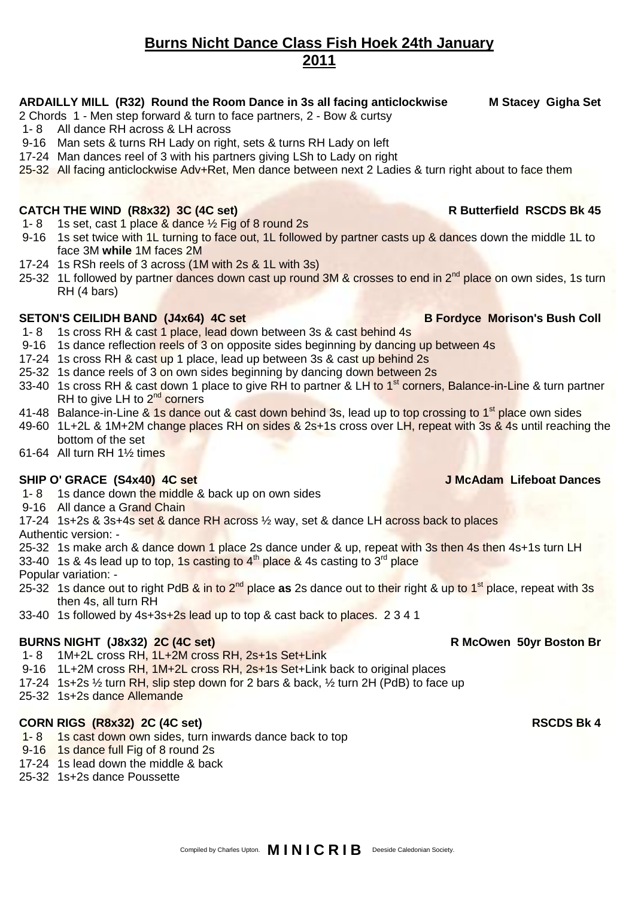# Burns Nicht Dance Class Fish Hoek 24th January 2011

**ARDAILLY MILL (R32) Round the Room Dance in 3s all facing anticlockwise** **M Stacey Gigha Set**

2 Chords 1 - Men step forward & turn to face partners, 2 - Bow & curtsy

1- 8 All dance RH across & LH across
9-16 Man sets & turns RH Lady on right, sets & turns RH Lady on left
17-24 Man dances reel of 3 with his partners giving LSh to Lady on right
25-32 All facing anticlockwise Adv+Ret, Men dance between next 2 Ladies & turn right about to face them

**CATCH THE WIND (R8x32) 3C (4C set)** **R Butterfield RSCDS Bk 45**

1- 8 1s set, cast 1 place & dance ½ Fig of 8 round 2s
9-16 1s set twice with 1L turning to face out, 1L followed by partner casts up & dances down the middle 1L to face 3M **while** 1M faces 2M
17-24 1s RSh reels of 3 across (1M with 2s & 1L with 3s)
25-32 1L followed by partner dances down cast up round 3M & crosses to end in 2nd place on own sides, 1s turn RH (4 bars)

**SETON'S CEILIDH BAND (J4x64) 4C set** **B Fordyce Morison's Bush Coll**

1- 8 1s cross RH & cast 1 place, lead down between 3s & cast behind 4s
9-16 1s dance reflection reels of 3 on opposite sides beginning by dancing up between 4s
17-24 1s cross RH & cast up 1 place, lead up between 3s & cast up behind 2s
25-32 1s dance reels of 3 on own sides beginning by dancing down between 2s
33-40 1s cross RH & cast down 1 place to give RH to partner & LH to 1st corners, Balance-in-Line & turn partner RH to give LH to 2nd corners
41-48 Balance-in-Line & 1s dance out & cast down behind 3s, lead up to top crossing to 1st place own sides
49-60 1L+2L & 1M+2M change places RH on sides & 2s+1s cross over LH, repeat with 3s & 4s until reaching the bottom of the set
61-64 All turn RH 1½ times

**SHIP O' GRACE (S4x40) 4C set** **J McAdam Lifeboat Dances**

1- 8 1s dance down the middle & back up on own sides
9-16 All dance a Grand Chain
17-24 1s+2s & 3s+4s set & dance RH across ½ way, set & dance LH across back to places

Authentic version: -

25-32 1s make arch & dance down 1 place 2s dance under & up, repeat with 3s then 4s then 4s+1s turn LH
33-40 1s & 4s lead up to top, 1s casting to 4th place & 4s casting to 3rd place

Popular variation: -

25-32 1s dance out to right PdB & in to 2nd place **as** 2s dance out to their right & up to 1st place, repeat with 3s then 4s, all turn RH
33-40 1s followed by 4s+3s+2s lead up to top & cast back to places. 2 3 4 1

**BURNS NIGHT (J8x32) 2C (4C set)** **R McOwen 50yr Boston Br**

1- 8 1M+2L cross RH, 1L+2M cross RH, 2s+1s Set+Link
9-16 1L+2M cross RH, 1M+2L cross RH, 2s+1s Set+Link back to original places
17-24 1s+2s ½ turn RH, slip step down for 2 bars & back, ½ turn 2H (PdB) to face up
25-32 1s+2s dance Allemande

**CORN RIGS (R8x32) 2C (4C set)** **RSCDS Bk 4**

1- 8 1s cast down own sides, turn inwards dance back to top
9-16 1s dance full Fig of 8 round 2s
17-24 1s lead down the middle & back
25-32 1s+2s dance Poussette

Compiled by Charles Upton. **MINICRIB** Deeside Caledonian Society.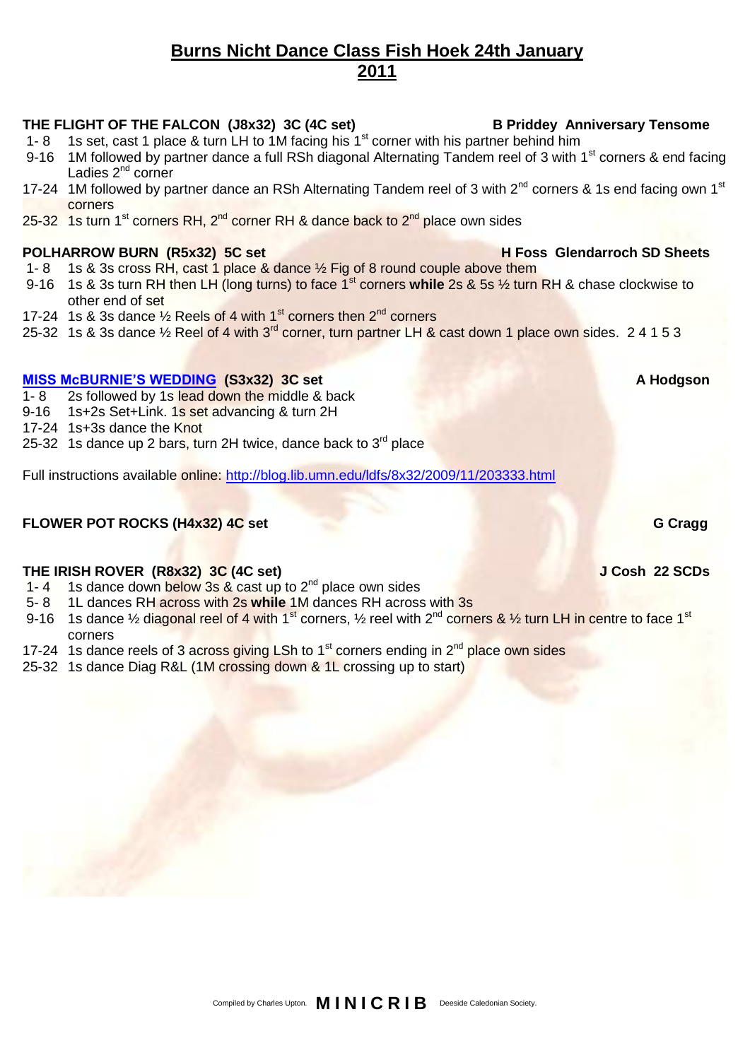# Burns Nicht Dance Class Fish Hoek 24th January 2011

**THE FLIGHT OF THE FALCON (J8x32) 3C (4C set)** **B Priddey Anniversary Tensome**

1- 8 1s set, cast 1 place & turn LH to 1M facing his 1st corner with his partner behind him
9-16 1M followed by partner dance a full RSh diagonal Alternating Tandem reel of 3 with 1st corners & end facing Ladies 2nd corner
17-24 1M followed by partner dance an RSh Alternating Tandem reel of 3 with 2nd corners & 1s end facing own 1st corners
25-32 1s turn 1st corners RH, 2nd corner RH & dance back to 2nd place own sides

**POLHARROW BURN (R5x32) 5C set** **H Foss Glendarroch SD Sheets**

1- 8 1s & 3s cross RH, cast 1 place & dance ½ Fig of 8 round couple above them
9-16 1s & 3s turn RH then LH (long turns) to face 1st corners **while** 2s & 5s ½ turn RH & chase clockwise to other end of set
17-24 1s & 3s dance ½ Reels of 4 with 1st corners then 2nd corners
25-32 1s & 3s dance ½ Reel of 4 with 3rd corner, turn partner LH & cast down 1 place own sides. 2 4 1 5 3

**MISS McBURNIE'S WEDDING (S3x32) 3C set** **A Hodgson**

1- 8 2s followed by 1s lead down the middle & back
9-16 1s+2s Set+Link. 1s set advancing & turn 2H
17-24 1s+3s dance the Knot
25-32 1s dance up 2 bars, turn 2H twice, dance back to 3rd place

Full instructions available online: http://blog.lib.umn.edu/ldfs/8x32/2009/11/203333.html

**FLOWER POT ROCKS (H4x32) 4C set** **G Cragg**

**THE IRISH ROVER (R8x32) 3C (4C set)** **J Cosh 22 SCDs**

1- 4 1s dance down below 3s & cast up to 2nd place own sides
5- 8 1L dances RH across with 2s **while** 1M dances RH across with 3s
9-16 1s dance ½ diagonal reel of 4 with 1st corners, ½ reel with 2nd corners & ½ turn LH in centre to face 1st corners
17-24 1s dance reels of 3 across giving LSh to 1st corners ending in 2nd place own sides
25-32 1s dance Diag R&L (1M crossing down & 1L crossing up to start)

Compiled by Charles Upton. **MINICRIB** Deeside Caledonian Society.